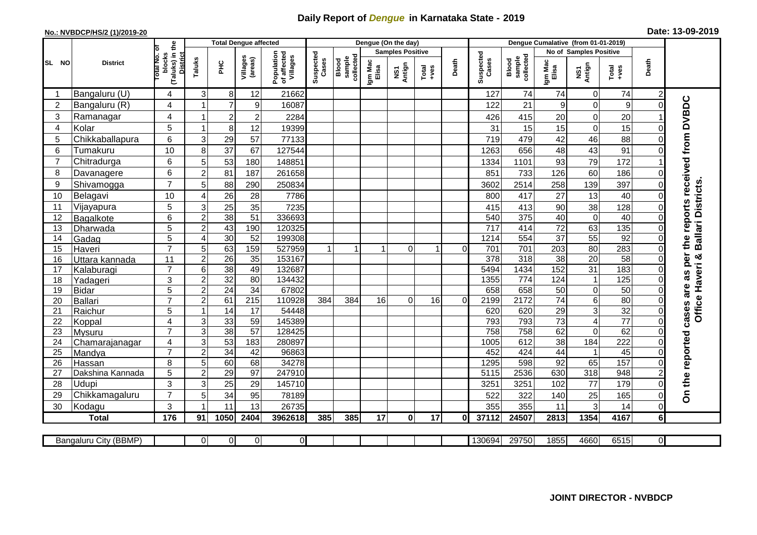# Daily Report of *Dengue* in Karnataka State - 2019

**No.: NVBDCP/HS/2 (1)/2019-20**

**Date: 13-09-2019**

| SL NO | District | Total No. of blocks (Taluks) in the District | Total Dengue affected | | | | Dengue (On the day) | | | | | | | Dengue Cumalative (from 01-01-2019) | | | | | | | |
|---|---|---|---|---|---|---|---|---|---|---|---|---|---|---|---|---|---|---|---|---|
| | | | Taluks | PHC | Villages (areas) | Population of affected Villages | Suspected Cases | Blood sample collected | Samples Positive | | | Death | Suspected Cases | Blood sample collected | No of Samples Positive | | | Death | |
| | | | | | | | | | Igm Mac Elisa | NS1 Antign | Total +ves | | | | Igm Mac Elisa | NS1 Antign | Total +ves | | |
| 1 | Bangaluru (U) | 4 | 3 | 8 | 12 | 21662 | | | | | | | 127 | 74 | 74 | 0 | 74 | 2 | On the reported cases are as per the reports received from DVBDC Office Haveri & Ballari Districts. |
| 2 | Bangaluru (R) | 4 | 1 | 7 | 9 | 16087 | | | | | | | 122 | 21 | 9 | 0 | 9 | 0 | |
| 3 | Ramanagar | 4 | 1 | 2 | 2 | 2284 | | | | | | | 426 | 415 | 20 | 0 | 20 | 1 | |
| 4 | Kolar | 5 | 1 | 8 | 12 | 19399 | | | | | | | 31 | 15 | 15 | 0 | 15 | 0 | |
| 5 | Chikkaballapura | 6 | 3 | 29 | 57 | 77133 | | | | | | | 719 | 479 | 42 | 46 | 88 | 0 | |
| 6 | Tumakuru | 10 | 8 | 37 | 67 | 127544 | | | | | | | 1263 | 656 | 48 | 43 | 91 | 0 | |
| 7 | Chitradurga | 6 | 5 | 53 | 180 | 148851 | | | | | | | 1334 | 1101 | 93 | 79 | 172 | 1 | |
| 8 | Davanagere | 6 | 2 | 81 | 187 | 261658 | | | | | | | 851 | 733 | 126 | 60 | 186 | 0 | |
| 9 | Shivamogga | 7 | 5 | 88 | 290 | 250834 | | | | | | | 3602 | 2514 | 258 | 139 | 397 | 0 | |
| 10 | Belagavi | 10 | 4 | 26 | 28 | 7786 | | | | | | | 800 | 417 | 27 | 13 | 40 | 0 | |
| 11 | Vijayapura | 5 | 3 | 25 | 35 | 7235 | | | | | | | 415 | 413 | 90 | 38 | 128 | 0 | |
| 12 | Bagalkote | 6 | 2 | 38 | 51 | 336693 | | | | | | | 540 | 375 | 40 | 0 | 40 | 0 | |
| 13 | Dharwada | 5 | 2 | 43 | 190 | 120325 | | | | | | | 717 | 414 | 72 | 63 | 135 | 0 | |
| 14 | Gadag | 5 | 4 | 30 | 52 | 199308 | | | | | | | 1214 | 554 | 37 | 55 | 92 | 0 | |
| 15 | Haveri | 7 | 5 | 63 | 159 | 527959 | 1 | 1 | 1 | 0 | 1 | 0 | 701 | 701 | 203 | 80 | 283 | 0 | |
| 16 | Uttara kannada | 11 | 2 | 26 | 35 | 153167 | | | | | | | 378 | 318 | 38 | 20 | 58 | 0 | |
| 17 | Kalaburagi | 7 | 6 | 38 | 49 | 132687 | | | | | | | 5494 | 1434 | 152 | 31 | 183 | 0 | |
| 18 | Yadageri | 3 | 2 | 32 | 80 | 134432 | | | | | | | 1355 | 774 | 124 | 1 | 125 | 0 | |
| 19 | Bidar | 5 | 2 | 24 | 34 | 67802 | | | | | | | 658 | 658 | 50 | 0 | 50 | 0 | |
| 20 | Ballari | 7 | 2 | 61 | 215 | 110928 | 384 | 384 | 16 | 0 | 16 | 0 | 2199 | 2172 | 74 | 6 | 80 | 0 | |
| 21 | Raichur | 5 | 1 | 14 | 17 | 54448 | | | | | | | 620 | 620 | 29 | 3 | 32 | 0 | |
| 22 | Koppal | 4 | 3 | 33 | 59 | 145389 | | | | | | | 793 | 793 | 73 | 4 | 77 | 0 | |
| 23 | Mysuru | 7 | 3 | 38 | 57 | 128425 | | | | | | | 758 | 758 | 62 | 0 | 62 | 0 | |
| 24 | Chamarajanagar | 4 | 3 | 53 | 183 | 280897 | | | | | | | 1005 | 612 | 38 | 184 | 222 | 0 | |
| 25 | Mandya | 7 | 2 | 34 | 42 | 96863 | | | | | | | 452 | 424 | 44 | 1 | 45 | 0 | |
| 26 | Hassan | 8 | 5 | 60 | 68 | 34278 | | | | | | | 1295 | 598 | 92 | 65 | 157 | 0 | |
| 27 | Dakshina Kannada | 5 | 2 | 29 | 97 | 247910 | | | | | | | 5115 | 2536 | 630 | 318 | 948 | 2 | |
| 28 | Udupi | 3 | 3 | 25 | 29 | 145710 | | | | | | | 3251 | 3251 | 102 | 77 | 179 | 0 | |
| 29 | Chikkamagaluru | 7 | 5 | 34 | 95 | 78189 | | | | | | | 522 | 322 | 140 | 25 | 165 | 0 | |
| 30 | Kodagu | 3 | 1 | 11 | 13 | 26735 | | | | | | | 355 | 355 | 11 | 3 | 14 | 0 | |
| | **Total** | **176** | **91** | **1050** | **2404** | **3962618** | **385** | **385** | **17** | **0** | **17** | **0** | **37112** | **24507** | **2813** | **1354** | **4167** | **6** | |

| Bangaluru City (BBMP) | | 0 | 0 | 0 | 0 | | | | | | | 130694 | 29750 | 1855 | 4660 | 6515 | 0 |
|---|---|---|---|---|---|---|---|---|---|---|---|---|---|---|---|---|---|

**JOINT DIRECTOR - NVBDCP**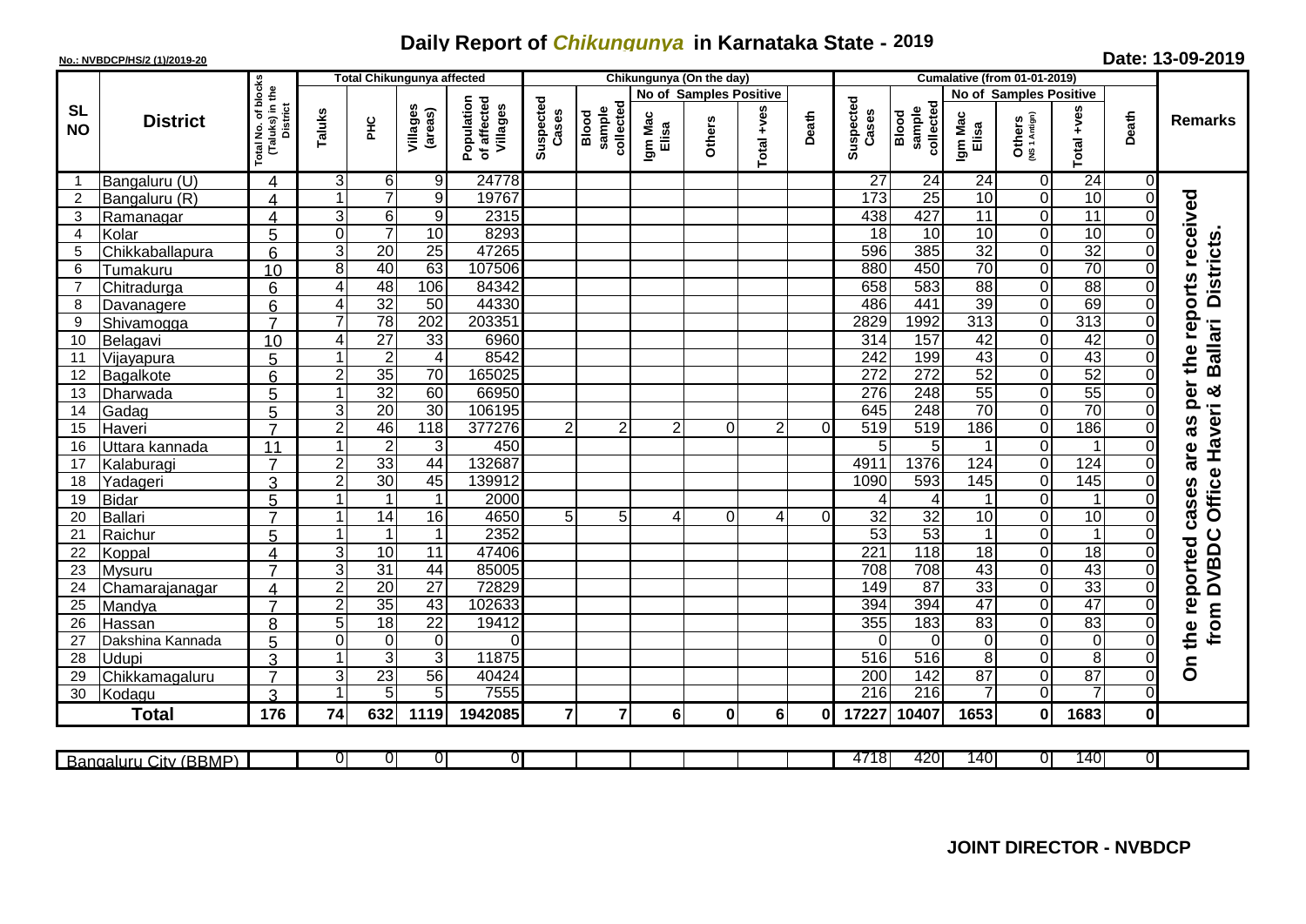# Daily Report of *Chikungunya* in Karnataka State - 2019

**No.: NVBDCP/HS/2 (1)/2019-20**

**Date: 13-09-2019**

| SL NO | District | Total No. of blocks (Taluks) in the District | Total Chikungunya affected | | | | Chikungunya (On the day) | | | | | | Cumalative (from 01-01-2019) | | | | | | Remarks |
|---|---|---|---|---|---|---|---|---|---|---|---|---|---|---|---|---|---|---|---|
| | | | Taluks | PHC | Villages (areas) | Population of affected Villages | Suspected Cases | Blood sample collected | No of Samples Positive | | | Death | Suspected Cases | Blood sample collected | No of Samples Positive | | | Death | |
| | | | | | | | | | Igm Mac Elisa | Others | Total +ves | | | | Igm Mac Elisa | Others (NS 1 Antign) | Total +ves | | |
| 1 | Bangaluru (U) | 4 | 3 | 6 | 9 | 24778 | | | | | | | 27 | 24 | 24 | 0 | 24 | 0 | On the reported cases are as per the reports received from DVBDC Office Haveri & Ballari Districts. |
| 2 | Bangaluru (R) | 4 | 1 | 7 | 9 | 19767 | | | | | | | 173 | 25 | 10 | 0 | 10 | 0 | |
| 3 | Ramanagar | 4 | 3 | 6 | 9 | 2315 | | | | | | | 438 | 427 | 11 | 0 | 11 | 0 | |
| 4 | Kolar | 5 | 0 | 7 | 10 | 8293 | | | | | | | 18 | 10 | 10 | 0 | 10 | 0 | |
| 5 | Chikkaballapura | 6 | 3 | 20 | 25 | 47265 | | | | | | | 596 | 385 | 32 | 0 | 32 | 0 | |
| 6 | Tumakuru | 10 | 8 | 40 | 63 | 107506 | | | | | | | 880 | 450 | 70 | 0 | 70 | 0 | |
| 7 | Chitradurga | 6 | 4 | 48 | 106 | 84342 | | | | | | | 658 | 583 | 88 | 0 | 88 | 0 | |
| 8 | Davanagere | 6 | 4 | 32 | 50 | 44330 | | | | | | | 486 | 441 | 39 | 0 | 69 | 0 | |
| 9 | Shivamogga | 7 | 7 | 78 | 202 | 203351 | | | | | | | 2829 | 1992 | 313 | 0 | 313 | 0 | |
| 10 | Belagavi | 10 | 4 | 27 | 33 | 6960 | | | | | | | 314 | 157 | 42 | 0 | 42 | 0 | |
| 11 | Vijayapura | 5 | 1 | 2 | 4 | 8542 | | | | | | | 242 | 199 | 43 | 0 | 43 | 0 | |
| 12 | Bagalkote | 6 | 2 | 35 | 70 | 165025 | | | | | | | 272 | 272 | 52 | 0 | 52 | 0 | |
| 13 | Dharwada | 5 | 1 | 32 | 60 | 66950 | | | | | | | 276 | 248 | 55 | 0 | 55 | 0 | |
| 14 | Gadag | 5 | 3 | 20 | 30 | 106195 | | | | | | | 645 | 248 | 70 | 0 | 70 | 0 | |
| 15 | Haveri | 7 | 2 | 46 | 118 | 377276 | 2 | 2 | 2 | 0 | 2 | 0 | 519 | 519 | 186 | 0 | 186 | 0 | |
| 16 | Uttara kannada | 11 | 1 | 2 | 3 | 450 | | | | | | | 5 | 5 | 1 | 0 | 1 | 0 | |
| 17 | Kalaburagi | 7 | 2 | 33 | 44 | 132687 | | | | | | | 4911 | 1376 | 124 | 0 | 124 | 0 | |
| 18 | Yadageri | 3 | 2 | 30 | 45 | 139912 | | | | | | | 1090 | 593 | 145 | 0 | 145 | 0 | |
| 19 | Bidar | 5 | 1 | 1 | 1 | 2000 | | | | | | | 4 | 4 | 1 | 0 | 1 | 0 | |
| 20 | Ballari | 7 | 1 | 14 | 16 | 4650 | 5 | 5 | 4 | 0 | 4 | 0 | 32 | 32 | 10 | 0 | 10 | 0 | |
| 21 | Raichur | 5 | 1 | 1 | 1 | 2352 | | | | | | | 53 | 53 | 1 | 0 | 1 | 0 | |
| 22 | Koppal | 4 | 3 | 10 | 11 | 47406 | | | | | | | 221 | 118 | 18 | 0 | 18 | 0 | |
| 23 | Mysuru | 7 | 3 | 31 | 44 | 85005 | | | | | | | 708 | 708 | 43 | 0 | 43 | 0 | |
| 24 | Chamarajanagar | 4 | 2 | 20 | 27 | 72829 | | | | | | | 149 | 87 | 33 | 0 | 33 | 0 | |
| 25 | Mandya | 7 | 2 | 35 | 43 | 102633 | | | | | | | 394 | 394 | 47 | 0 | 47 | 0 | |
| 26 | Hassan | 8 | 5 | 18 | 22 | 19412 | | | | | | | 355 | 183 | 83 | 0 | 83 | 0 | |
| 27 | Dakshina Kannada | 5 | 0 | 0 | 0 | 0 | | | | | | | 0 | 0 | 0 | 0 | 0 | 0 | |
| 28 | Udupi | 3 | 1 | 3 | 3 | 11875 | | | | | | | 516 | 516 | 8 | 0 | 8 | 0 | |
| 29 | Chikkamagaluru | 7 | 3 | 23 | 56 | 40424 | | | | | | | 200 | 142 | 87 | 0 | 87 | 0 | |
| 30 | Kodagu | 3 | 1 | 5 | 5 | 7555 | | | | | | | 216 | 216 | 7 | 0 | 7 | 0 | |
| | **Total** | **176** | **74** | **632** | **1119** | **1942085** | **7** | **7** | **6** | **0** | **6** | **0** | **17227** | **10407** | **1653** | **0** | **1683** | **0** | |

| | | | | | | | | | | | | | | | | | | |
|---|---|---|---|---|---|---|---|---|---|---|---|---|---|---|---|---|---|---|
| Bangaluru City (BBMP) | | 0 | 0 | 0 | 0 | | | | | | | 4718 | 420 | 140 | 0 | 140 | 0 | |

**JOINT DIRECTOR - NVBDCP**